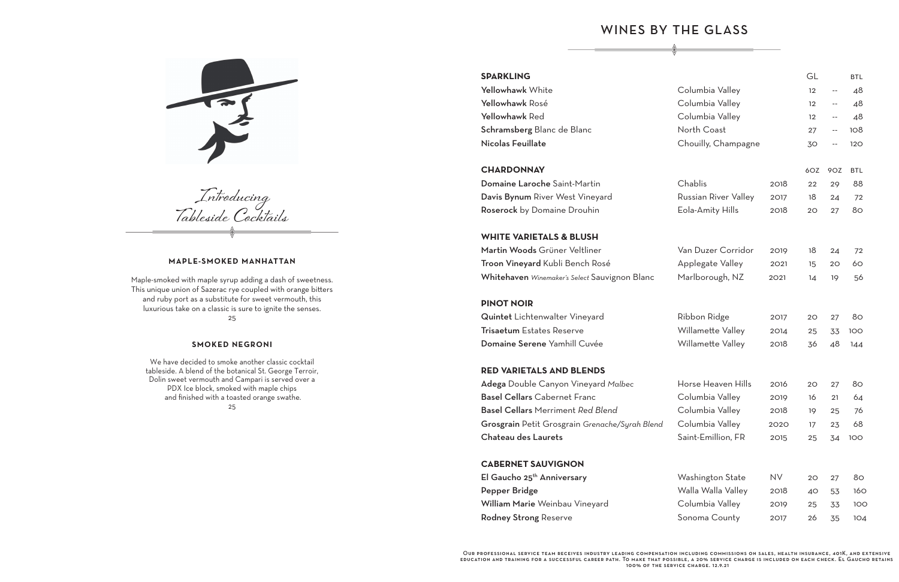## Introducing Tableside Cocktails

### MAPLE-SMOKED MANHATTAN

Maple-smoked with maple syrup adding a dash of sweetness. This unique union of Sazerac rye coupled with orange bitters and ruby port as a substitute for sweet vermouth, this luxurious take on a classic is sure to ignite the senses.

25

### SMOKED NEGRONI

We have decided to smoke another classic cocktail tableside. A blend of the botanical St. George Terroir, Dolin sweet vermouth and Campari is served over a PDX Ice block, smoked with maple chips and finished with a toasted orange swathe.

25

# WINES BY THE GLASS

| SPARKLING | | GL | | BTL |
|---|---|---|---|---|
| **Yellowhawk** White | Columbia Valley | 12 | -- | 48 |
| **Yellowhawk** Rosé | Columbia Valley | 12 | -- | 48 |
| **Yellowhawk** Red | Columbia Valley | 12 | -- | 48 |
| **Schramsberg** Blanc de Blanc | North Coast | 27 | -- | 108 |
| **Nicolas Feuillate** | Chouilly, Champagne | 30 | -- | 120 |

| CHARDONNAY | | | 6OZ | 9OZ | BTL |
|---|---|---|---|---|---|
| **Domaine Laroche** Saint-Martin | Chablis | 2018 | 22 | 29 | 88 |
| **Davis Bynum** River West Vineyard | Russian River Valley | 2017 | 18 | 24 | 72 |
| **Roserock** by Domaine Drouhin | Eola-Amity Hills | 2018 | 20 | 27 | 80 |
| **WHITE VARIETALS & BLUSH** | | | | | |
| **Martin Woods** Grüner Veltliner | Van Duzer Corridor | 2019 | 18 | 24 | 72 |
| **Troon Vineyard** Kubli Bench Rosé | Applegate Valley | 2021 | 15 | 20 | 60 |
| **Whitehaven** *Winemaker's Select* Sauvignon Blanc | Marlborough, NZ | 2021 | 14 | 19 | 56 |
| **PINOT NOIR** | | | | | |
| **Quintet** Lichtenwalter Vineyard | Ribbon Ridge | 2017 | 20 | 27 | 80 |
| **Trisaetum** Estates Reserve | Willamette Valley | 2014 | 25 | 33 | 100 |
| **Domaine Serene** Yamhill Cuvée | Willamette Valley | 2018 | 36 | 48 | 144 |
| **RED VARIETALS AND BLENDS** | | | | | |
| **Adega** Double Canyon Vineyard *Malbec* | Horse Heaven Hills | 2016 | 20 | 27 | 80 |
| **Basel Cellars** Cabernet Franc | Columbia Valley | 2019 | 16 | 21 | 64 |
| **Basel Cellars** Merriment *Red Blend* | Columbia Valley | 2018 | 19 | 25 | 76 |
| **Grosgrain** Petit Grosgrain *Grenache/Syrah Blend* | Columbia Valley | 2020 | 17 | 23 | 68 |
| **Chateau des Laurets** | Saint-Emillion, FR | 2015 | 25 | 34 | 100 |
| **CABERNET SAUVIGNON** | | | | | |
| **El Gaucho 25th Anniversary** | Washington State | NV | 20 | 27 | 80 |
| **Pepper Bridge** | Walla Walla Valley | 2018 | 40 | 53 | 160 |
| **William Marie** Weinbau Vineyard | Columbia Valley | 2019 | 25 | 33 | 100 |
| **Rodney Strong** Reserve | Sonoma County | 2017 | 26 | 35 | 104 |

Our professional service team receives industry leading compensation including commissions on sales, health insurance, 401K, and extensive education and training for a successful career path. To make that possible, a 20% service charge is included on each check. El Gaucho retains 100% of the service charge. 12.9.21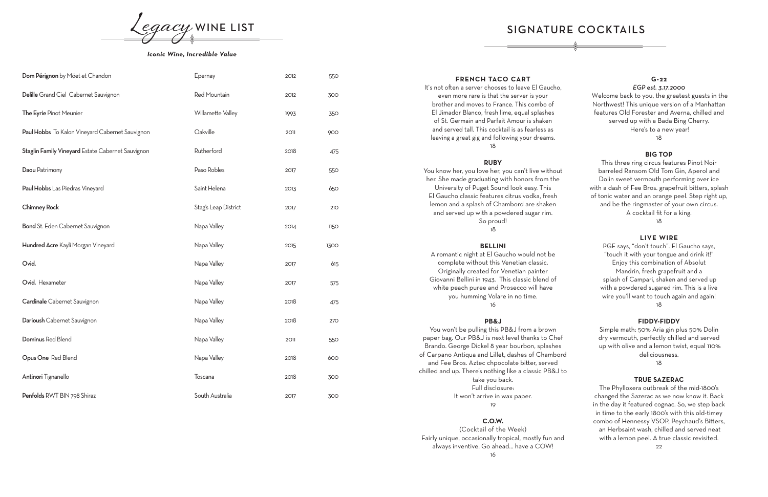# *Legacy* WINE LIST

***Iconic Wine, Incredible Value***

| Wine | Region | Vintage | Price |
|---|---|---|---|
| **Dom Pérignon** by Möet et Chandon | Epernay | 2012 | 550 |
| **Delille** Grand Ciel Cabernet Sauvignon | Red Mountain | 2012 | 300 |
| **The Eyrie** Pinot Meunier | Willamette Valley | 1993 | 350 |
| **Paul Hobbs** To Kalon Vineyard Cabernet Sauvignon | Oakville | 2011 | 900 |
| **Staglin Family Vineyard** Estate Cabernet Sauvignon | Rutherford | 2018 | 475 |
| **Daou** Patrimony | Paso Robles | 2017 | 550 |
| **Paul Hobbs** Las Piedras Vineyard | Saint Helena | 2013 | 650 |
| **Chimney Rock** | Stag's Leap District | 2017 | 210 |
| **Bond** St. Eden Cabernet Sauvignon | Napa Valley | 2014 | 1150 |
| **Hundred Acre** Kayli Morgan Vineyard | Napa Valley | 2015 | 1300 |
| **Ovid.** | Napa Valley | 2017 | 615 |
| **Ovid.** Hexameter | Napa Valley | 2017 | 575 |
| **Cardinale** Cabernet Sauvignon | Napa Valley | 2018 | 475 |
| **Darioush** Cabernet Sauvignon | Napa Valley | 2018 | 270 |
| **Dominus** Red Blend | Napa Valley | 2011 | 550 |
| **Opus One** Red Blend | Napa Valley | 2018 | 600 |
| **Antinori** Tignanello | Toscana | 2018 | 300 |
| **Penfolds** RWT BIN 798 Shiraz | South Australia | 2017 | 300 |

# SIGNATURE COCKTAILS

### FRENCH TACO CART

It's not often a server chooses to leave El Gaucho, even more rare is that the server is your brother and moves to France. This combo of El Jimador Blanco, fresh lime, equal splashes of St. Germain and Parfait Amour is shaken and served tall. This cocktail is as fearless as leaving a great gig and following your dreams.

18

### RUBY

You know her, you love her, you can't live without her. She made graduating with honors from the University of Puget Sound look easy. This El Gaucho classic features citrus vodka, fresh lemon and a splash of Chambord are shaken and served up with a powdered sugar rim. So proud!

18

### BELLINI

A romantic night at El Gaucho would not be complete without this Venetian classic. Originally created for Venetian painter Giovanni Bellini in 1943. This classic blend of white peach puree and Prosecco will have you humming Volare in no time.

16

### PB&J

You won't be pulling this PB&J from a brown paper bag. Our PB&J is next level thanks to Chef Brando. George Dickel 8 year bourbon, splashes of Carpano Antiqua and Lillet, dashes of Chambord and Fee Bros. Aztec chpocolate bitter, served chilled and up. There's nothing like a classic PB&J to take you back.
Full disclosure:
It won't arrive in wax paper.

19

### C.O.W.

(Cocktail of the Week)
Fairly unique, occasionally tropical, mostly fun and always inventive. Go ahead... have a COW!

16

### G-22

*EGP est. 3.17.2000*

Welcome back to you, the greatest guests in the Northwest! This unique version of a Manhattan features Old Forester and Averna, chilled and served up with a Bada Bing Cherry. Here's to a new year!

18

### BIG TOP

This three ring circus features Pinot Noir barreled Ransom Old Tom Gin, Aperol and Dolin sweet vermouth performing over ice with a dash of Fee Bros. grapefruit bitters, splash of tonic water and an orange peel. Step right up, and be the ringmaster of your own circus. A cocktail fit for a king.

18

### LIVE WIRE

PGE says, "don't touch". El Gaucho says, "touch it with your tongue and drink it!" Enjoy this combination of Absolut Mandrin, fresh grapefruit and a splash of Campari, shaken and served up with a powdered sugared rim. This is a live wire you'll want to touch again and again!

18

### FIDDY-FIDDY

Simple math: 50% Aria gin plus 50% Dolin dry vermouth, perfectly chilled and served up with olive and a lemon twist, equal 110% deliciousness.

18

### TRUE SAZERAC

The Phylloxera outbreak of the mid-1800's changed the Sazerac as we now know it. Back in the day it featured cognac. So, we step back in time to the early 1800's with this old-timey combo of Hennessy VSOP, Peychaud's Bitters, an Herbsaint wash, chilled and served neat with a lemon peel. A true classic revisited.

22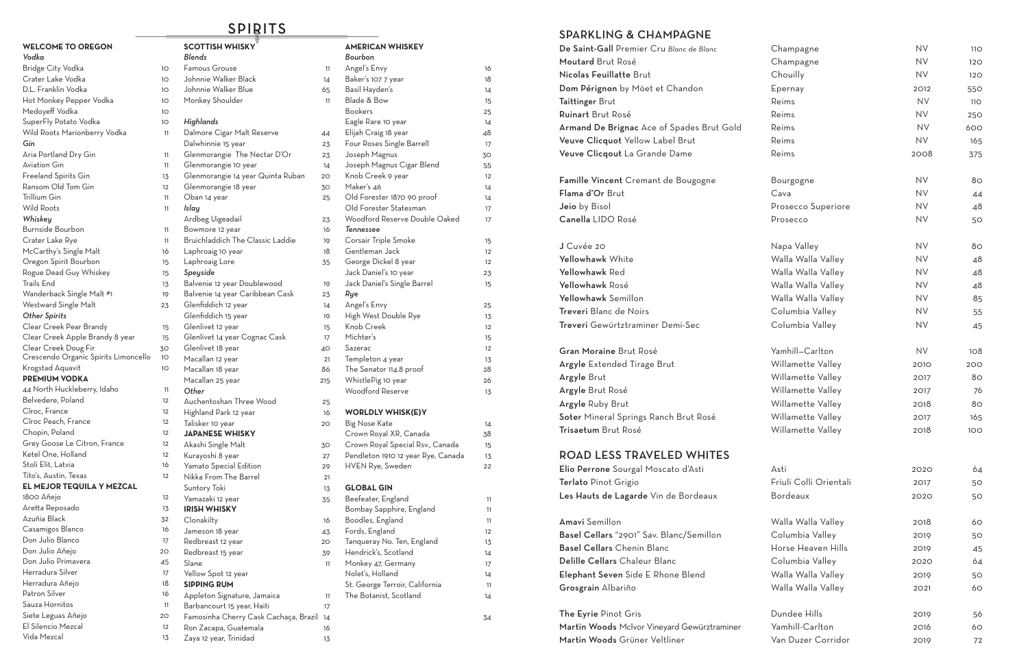# SPIRITS

## WELCOME TO OREGON

### *Vodka*

| | |
|---|---|
| Bridge City Vodka | 10 |
| Crater Lake Vodka | 10 |
| D.L. Franklin Vodka | 10 |
| Hot Monkey Pepper Vodka | 10 |
| Medoyeff Vodka | 10 |
| SuperFly Potato Vodka | 10 |
| Wild Roots Marionberry Vodka | 11 |

### *Gin*

| | |
|---|---|
| Aria Portland Dry Gin | 11 |
| Aviation Gin | 11 |
| Freeland Spirits Gin | 13 |
| Ransom Old Tom Gin | 12 |
| Trillium Gin | 11 |
| Wild Roots | 11 |

### *Whiskey*

| | |
|---|---|
| Burnside Bourbon | 11 |
| Crater Lake Rye | 11 |
| McCarthy's Single Malt | 16 |
| Oregon Spirit Bourbon | 15 |
| Rogue Dead Guy Whiskey | 15 |
| Trails End | 13 |
| Wanderback Single Malt #1 | 19 |
| Westward Single Malt | 23 |

### *Other Spirits*

| | |
|---|---|
| Clear Creek Pear Brandy | 15 |
| Clear Creek Apple Brandy 8 year | 15 |
| Clear Creek Doug Fir | 30 |
| Crescendo Organic Spirits Limoncello | 10 |
| Krogstad Aquavit | 10 |

## PREMIUM VODKA

| | |
|---|---|
| 44 North Huckleberry, Idaho | 11 |
| Belvedere, Poland | 12 |
| Cîroc, France | 12 |
| Cîroc Peach, France | 12 |
| Chopin, Poland | 12 |
| Grey Goose Le Citron, France | 12 |
| Ketel One, Holland | 12 |
| Stoli Elit, Latvia | 16 |
| Tito's, Austin, Texas | 12 |

## EL MEJOR TEQUILA Y MEZCAL

| | |
|---|---|
| 1800 Añejo | 12 |
| Aretta Reposado | 13 |
| Azuñia Black | 32 |
| Casamigos Blanco | 16 |
| Don Julio Blanco | 17 |
| Don Julio Añejo | 20 |
| Don Julio Primavera | 45 |
| Herradura Silver | 17 |
| Herradura Añejo | 18 |
| Patron Silver | 16 |
| Sauza Hornitos | 11 |
| Siete Leguas Añejo | 20 |
| El Silencio Mezcal | 12 |
| Vida Mezcal | 13 |

## SCOTTISH WHISKY

### *Blends*

| | |
|---|---|
| Famous Grouse | 11 |
| Johnnie Walker Black | 14 |
| Johnnie Walker Blue | 65 |
| Monkey Shoulder | 11 |

### *Highlands*

| | |
|---|---|
| Dalmore Cigar Malt Reserve | 44 |
| Dalwhinnie 15 year | 23 |
| Glenmorangie The Nectar D'Or | 23 |
| Glenmorangie 10 year | 14 |
| Glenmorangie 14 year Quinta Ruban | 20 |
| Glenmorangie 18 year | 30 |
| Oban 14 year | 25 |

### *Islay*

| | |
|---|---|
| Ardbeg Uigeadail | 23 |
| Bowmore 12 year | 16 |
| Bruichladdich The Classic Laddie | 19 |
| Laphroaig 10 year | 18 |
| Laphroaig Lore | 35 |

### *Speyside*

| | |
|---|---|
| Balvenie 12 year Doublewood | 19 |
| Balvenie 14 year Caribbean Cask | 23 |
| Glenfiddich 12 year | 14 |
| Glenfiddich 15 year | 19 |
| Glenlivet 12 year | 15 |
| Glenlivet 14 year Cognac Cask | 17 |
| Glenlivet 18 year | 40 |
| Macallan 12 year | 21 |
| Macallan 18 year | 86 |
| Macallan 25 year | 215 |

### *Other*

| | |
|---|---|
| Auchentoshan Three Wood | 25 |
| Highland Park 12 year | 16 |
| Talisker 10 year | 20 |

## JAPANESE WHISKY

| | |
|---|---|
| Akashi Single Malt | 30 |
| Kurayoshi 8 year | 27 |
| Yamato Special Edition | 29 |
| Nikka From The Barrel | 21 |
| Suntory Toki | 13 |
| Yamazaki 12 year | 35 |

## IRISH WHISKY

| | |
|---|---|
| Clonakilty | 16 |
| Jameson 18 year | 43 |
| Redbreast 12 year | 20 |
| Redbreast 15 year | 39 |
| Slane | 11 |
| Yellow Spot 12 year | |

## SIPPING RUM

| | |
|---|---|
| Appleton Signature, Jamaica | 11 |
| Barbancourt 15 year, Haiti | 17 |
| Famosinha Cherry Cask Cachaça, Brazil | 14 |
| Ron Zacapa, Guatemala | 16 |
| Zaya 12 year, Trinidad | 13 |

## AMERICAN WHISKEY

### *Bourbon*

| | |
|---|---|
| Angel's Envy | 16 |
| Baker's 107 7 year | 18 |
| Basil Hayden's | 14 |
| Blade & Bow | 15 |
| Bookers | 25 |
| Eagle Rare 10 year | 14 |
| Elijah Craig 18 year | 48 |
| Four Roses Single Barrell | 17 |
| Joseph Magnus | 30 |
| Joseph Magnus Cigar Blend | 55 |
| Knob Creek 9 year | 12 |
| Maker's 46 | 14 |
| Old Forester 1870 90 proof | 14 |
| Old Forester Statesman | 17 |
| Woodford Reserve Double Oaked | 17 |

### *Tennessee*

| | |
|---|---|
| Corsair Triple Smoke | 15 |
| Gentleman Jack | 12 |
| George Dickel 8 year | 12 |
| Jack Daniel's 10 year | 23 |
| Jack Daniel's Single Barrel | 15 |

### *Rye*

| | |
|---|---|
| Angel's Envy | 25 |
| High West Double Rye | 13 |
| Knob Creek | 12 |
| Michter's | 15 |
| Sazerac | 12 |
| Templeton 4 year | 13 |
| The Senator 114.8 proof | 28 |
| WhistlePig 10 year | 26 |
| Woodford Reserve | 13 |

## WORLDLY WHISK(E)Y

| | |
|---|---|
| Big Nose Kate | 14 |
| Crown Royal XR, Canada | 38 |
| Crown Royal Special Rsv., Canada | 15 |
| Pendleton 1910 12 year Rye, Canada | 13 |
| HVEN Rye, Sweden | 22 |

## GLOBAL GIN

| | |
|---|---|
| Beefeater, England | 11 |
| Bombay Sapphire, England | 11 |
| Boodles, England | 11 |
| Fords, England | 12 |
| Tanqueray No. Ten, England | 13 |
| Hendrick's, Scotland | 14 |
| Monkey 47, Germany | 17 |
| Nolet's, Holland | 14 |
| St. George Terroir, California | 11 |
| The Botanist, Scotland | 14 |
| | 34 |

## SPARKLING & CHAMPAGNE

| Wine | Region | Vintage | Price |
|---|---|---|---|
| **De Saint-Gall** Premier Cru *Blanc de Blanc* | Champagne | NV | 110 |
| **Moutard** Brut Rosé | Champagne | NV | 120 |
| **Nicolas Feuillatte** Brut | Chouilly | NV | 120 |
| **Dom Pérignon** by Möet et Chandon | Epernay | 2012 | 550 |
| **Taittinger** Brut | Reims | NV | 110 |
| **Ruinart** Brut Rosé | Reims | NV | 250 |
| **Armand De Brignac** Ace of Spades Brut Gold | Reims | NV | 600 |
| **Veuve Clicqout** Yellow Label Brut | Reims | NV | 165 |
| **Veuve Clicqout** La Grande Dame | Reims | 2008 | 375 |
| **Famille Vincent** Cremant de Bougogne | Bourgogne | NV | 80 |
| **Flama d'Or** Brut | Cava | NV | 44 |
| **Jeio** by Bisol | Prosecco Superiore | NV | 48 |
| **Canella** LIDO Rosé | Prosecco | NV | 50 |
| **J** Cuvée 20 | Napa Valley | NV | 80 |
| **Yellowhawk** White | Walla Walla Valley | NV | 48 |
| **Yellowhawk** Red | Walla Walla Valley | NV | 48 |
| **Yellowhawk** Rosé | Walla Walla Valley | NV | 48 |
| **Yellowhawk** Semillon | Walla Walla Valley | NV | 85 |
| **Treveri** Blanc de Noirs | Columbia Valley | NV | 55 |
| **Treveri** Gewürtztraminer Demi-Sec | Columbia Valley | NV | 45 |
| **Gran Moraine** Brut Rosé | Yamhill—Carlton | NV | 108 |
| **Argyle** Extended Tirage Brut | Willamette Valley | 2010 | 200 |
| **Argyle** Brut | Willamette Valley | 2017 | 80 |
| **Argyle** Brut Rosé | Willamette Valley | 2017 | 76 |
| **Argyle** Ruby Brut | Willamette Valley | 2018 | 80 |
| **Soter** Mineral Springs Ranch Brut Rosé | Willamette Valley | 2017 | 165 |
| **Trisaetum** Brut Rosé | Willamette Valley | 2018 | 100 |

## ROAD LESS TRAVELED WHITES

| Wine | Region | Vintage | Price |
|---|---|---|---|
| **Elio Perrone** Sourgal Moscato d'Asti | Asti | 2020 | 64 |
| **Terlato** Pinot Grigio | Friuli Colli Orientali | 2017 | 50 |
| **Les Hauts de Lagarde** Vin de Bordeaux | Bordeaux | 2020 | 50 |
| **Amavi** Semillon | Walla Walla Valley | 2018 | 60 |
| **Basel Cellars** "2901" Sav. Blanc/Semillon | Columbia Valley | 2019 | 50 |
| **Basel Cellars** Chenin Blanc | Horse Heaven Hills | 2019 | 45 |
| **Delille Cellars** Chaleur Blanc | Columbia Valley | 2020 | 64 |
| **Elephant Seven** Side E Rhone Blend | Walla Walla Valley | 2019 | 50 |
| **Grosgrain** Albariño | Walla Walla Valley | 2021 | 60 |
| **The Eyrie** Pinot Gris | Dundee Hills | 2019 | 56 |
| **Martin Woods** McIvor Vineyard Gewürztraminer | Yamhill-Carlton | 2016 | 60 |
| **Martin Woods** Grüner Veltliner | Van Duzer Corridor | 2019 | 72 |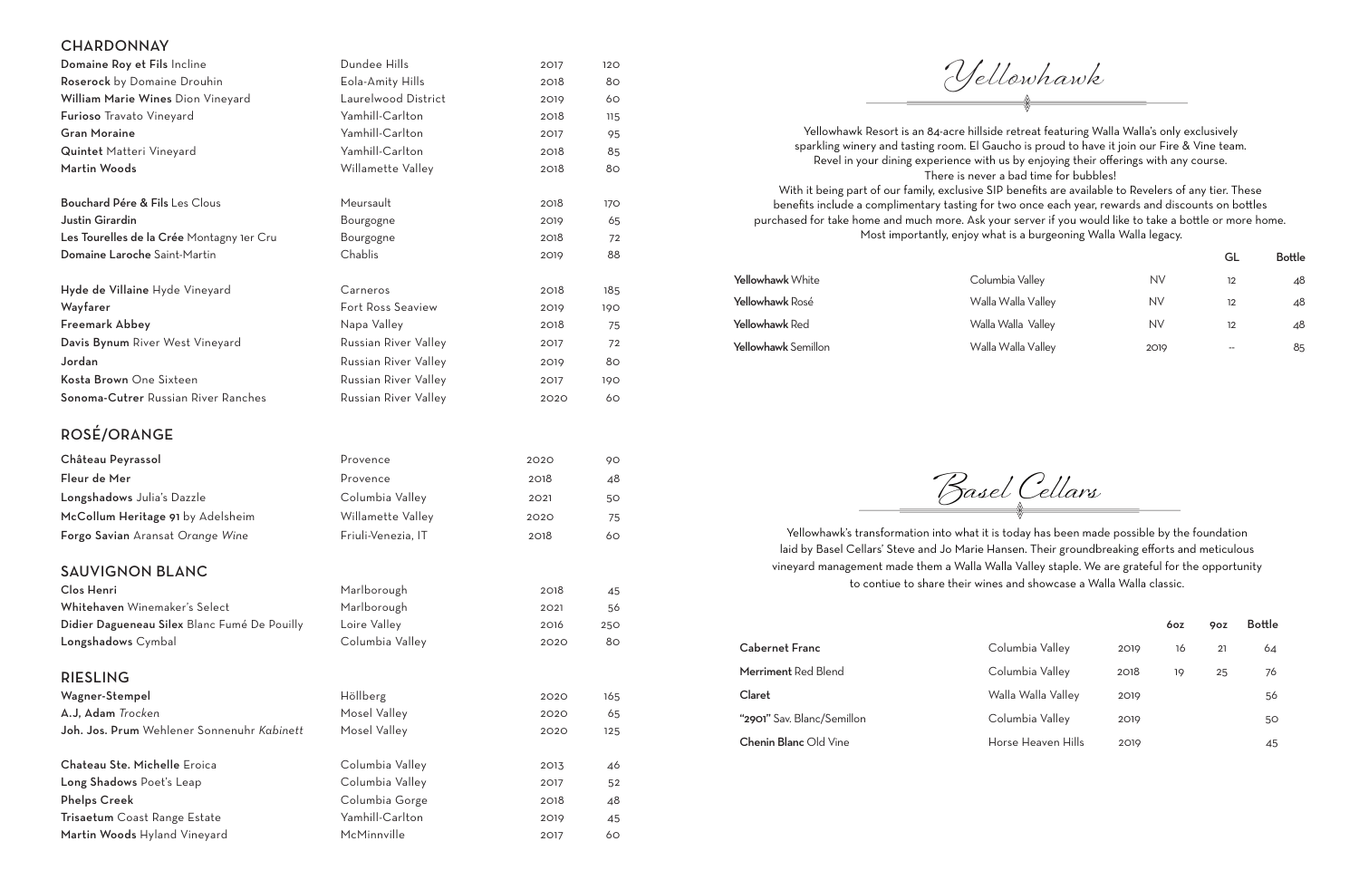## CHARDONNAY

| | | | |
|---|---|---|---|
| **Domaine Roy et Fils** Incline | Dundee Hills | 2017 | 120 |
| **Roserock** by Domaine Drouhin | Eola-Amity Hills | 2018 | 80 |
| **William Marie Wines** Dion Vineyard | Laurelwood District | 2019 | 60 |
| **Furioso** Travato Vineyard | Yamhill-Carlton | 2018 | 115 |
| **Gran Moraine** | Yamhill-Carlton | 2017 | 95 |
| **Quintet** Matteri Vineyard | Yamhill-Carlton | 2018 | 85 |
| **Martin Woods** | Willamette Valley | 2018 | 80 |
| **Bouchard Pére & Fils** Les Clous | Meursault | 2018 | 170 |
| **Justin Girardin** | Bourgogne | 2019 | 65 |
| **Les Tourelles de la Crée** Montagny 1er Cru | Bourgogne | 2018 | 72 |
| **Domaine Laroche** Saint-Martin | Chablis | 2019 | 88 |
| **Hyde de Villaine** Hyde Vineyard | Carneros | 2018 | 185 |
| **Wayfarer** | Fort Ross Seaview | 2019 | 190 |
| **Freemark Abbey** | Napa Valley | 2018 | 75 |
| **Davis Bynum** River West Vineyard | Russian River Valley | 2017 | 72 |
| **Jordan** | Russian River Valley | 2019 | 80 |
| **Kosta Brown** One Sixteen | Russian River Valley | 2017 | 190 |
| **Sonoma-Cutrer** Russian River Ranches | Russian River Valley | 2020 | 60 |

## ROSÉ/ORANGE

| | | | |
|---|---|---|---|
| **Château Peyrassol** | Provence | 2020 | 90 |
| **Fleur de Mer** | Provence | 2018 | 48 |
| **Longshadows** Julia's Dazzle | Columbia Valley | 2021 | 50 |
| **McCollum Heritage 91** by Adelsheim | Willamette Valley | 2020 | 75 |
| **Forgo Savian** Aransat *Orange Wine* | Friuli-Venezia, IT | 2018 | 60 |

## SAUVIGNON BLANC

| | | | |
|---|---|---|---|
| **Clos Henri** | Marlborough | 2018 | 45 |
| **Whitehaven** Winemaker's Select | Marlborough | 2021 | 56 |
| **Didier Dagueneau Silex** Blanc Fumé De Pouilly | Loire Valley | 2016 | 250 |
| **Longshadows** Cymbal | Columbia Valley | 2020 | 80 |

## RIESLING

| | | | |
|---|---|---|---|
| **Wagner-Stempel** | Höllberg | 2020 | 165 |
| **A.J, Adam** *Trocken* | Mosel Valley | 2020 | 65 |
| **Joh. Jos. Prum** Wehlener Sonnenuhr *Kabinett* | Mosel Valley | 2020 | 125 |
| **Chateau Ste. Michelle** Eroica | Columbia Valley | 2013 | 46 |
| **Long Shadows** Poet's Leap | Columbia Valley | 2017 | 52 |
| **Phelps Creek** | Columbia Gorge | 2018 | 48 |
| **Trisaetum** Coast Range Estate | Yamhill-Carlton | 2019 | 45 |
| **Martin Woods** Hyland Vineyard | McMinnville | 2017 | 60 |

## *Yellowhawk*

Yellowhawk Resort is an 84-acre hillside retreat featuring Walla Walla's only exclusively sparkling winery and tasting room. El Gaucho is proud to have it join our Fire & Vine team. Revel in your dining experience with us by enjoying their offerings with any course. There is never a bad time for bubbles!
With it being part of our family, exclusive SIP benefits are available to Revelers of any tier. These benefits include a complimentary tasting for two once each year, rewards and discounts on bottles purchased for take home and much more. Ask your server if you would like to take a bottle or more home. Most importantly, enjoy what is a burgeoning Walla Walla legacy.

| | | | GL | Bottle |
|---|---|---|---|---|
| **Yellowhawk** White | Columbia Valley | NV | 12 | 48 |
| **Yellowhawk** Rosé | Walla Walla Valley | NV | 12 | 48 |
| **Yellowhawk** Red | Walla Walla Valley | NV | 12 | 48 |
| **Yellowhawk** Semillon | Walla Walla Valley | 2019 | -- | 85 |

## *Basel Cellars*

Yellowhawk's transformation into what it is today has been made possible by the foundation laid by Basel Cellars' Steve and Jo Marie Hansen. Their groundbreaking efforts and meticulous vineyard management made them a Walla Walla Valley staple. We are grateful for the opportunity to contiue to share their wines and showcase a Walla Walla classic.

| | | | 6oz | 9oz | Bottle |
|---|---|---|---|---|---|
| **Cabernet Franc** | Columbia Valley | 2019 | 16 | 21 | 64 |
| **Merriment** Red Blend | Columbia Valley | 2018 | 19 | 25 | 76 |
| **Claret** | Walla Walla Valley | 2019 | | | 56 |
| **"2901"** Sav. Blanc/Semillon | Columbia Valley | 2019 | | | 50 |
| **Chenin Blanc** Old Vine | Horse Heaven Hills | 2019 | | | 45 |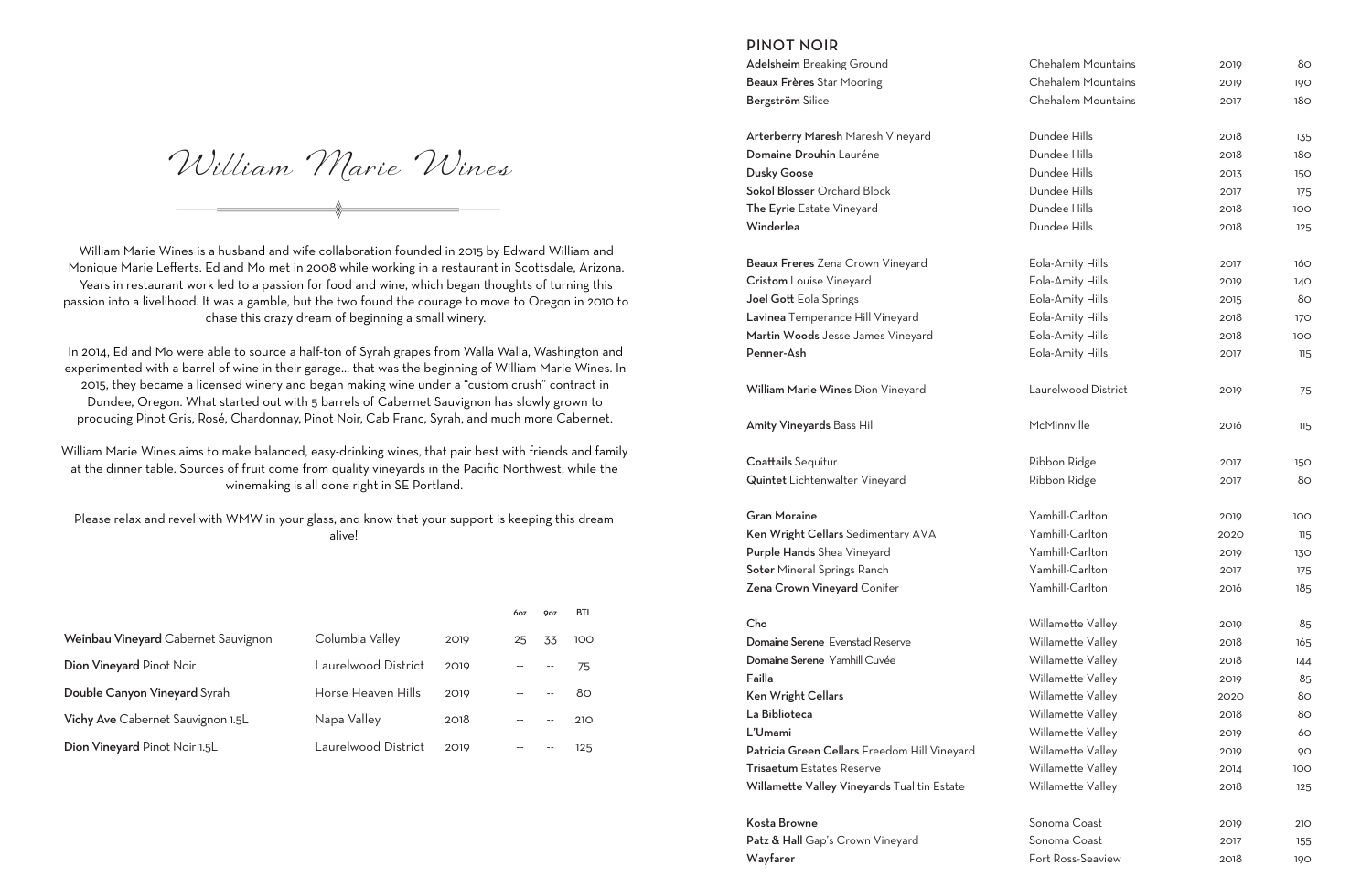# William Marie Wines

William Marie Wines is a husband and wife collaboration founded in 2015 by Edward William and Monique Marie Lefferts. Ed and Mo met in 2008 while working in a restaurant in Scottsdale, Arizona. Years in restaurant work led to a passion for food and wine, which began thoughts of turning this passion into a livelihood. It was a gamble, but the two found the courage to move to Oregon in 2010 to chase this crazy dream of beginning a small winery.

In 2014, Ed and Mo were able to source a half-ton of Syrah grapes from Walla Walla, Washington and experimented with a barrel of wine in their garage... that was the beginning of William Marie Wines. In 2015, they became a licensed winery and began making wine under a "custom crush" contract in Dundee, Oregon. What started out with 5 barrels of Cabernet Sauvignon has slowly grown to producing Pinot Gris, Rosé, Chardonnay, Pinot Noir, Cab Franc, Syrah, and much more Cabernet.

William Marie Wines aims to make balanced, easy-drinking wines, that pair best with friends and family at the dinner table. Sources of fruit come from quality vineyards in the Pacific Northwest, while the winemaking is all done right in SE Portland.

Please relax and revel with WMW in your glass, and know that your support is keeping this dream alive!

| | | | 6oz | 9oz | BTL |
|---|---|---|---|---|---|
| **Weinbau Vineyard** Cabernet Sauvignon | Columbia Valley | 2019 | 25 | 33 | 100 |
| **Dion Vineyard** Pinot Noir | Laurelwood District | 2019 | -- | -- | 75 |
| **Double Canyon Vineyard** Syrah | Horse Heaven Hills | 2019 | -- | -- | 80 |
| **Vichy Ave** Cabernet Sauvignon 1.5L | Napa Valley | 2018 | -- | -- | 210 |
| **Dion Vineyard** Pinot Noir 1.5L | Laurelwood District | 2019 | -- | -- | 125 |

## PINOT NOIR

| | | | |
|---|---|---|---|
| **Adelsheim** Breaking Ground | Chehalem Mountains | 2019 | 80 |
| **Beaux Frères** Star Mooring | Chehalem Mountains | 2019 | 190 |
| **Bergström** Silice | Chehalem Mountains | 2017 | 180 |
| **Arterberry Maresh** Maresh Vineyard | Dundee Hills | 2018 | 135 |
| **Domaine Drouhin** Lauréne | Dundee Hills | 2018 | 180 |
| **Dusky Goose** | Dundee Hills | 2013 | 150 |
| **Sokol Blosser** Orchard Block | Dundee Hills | 2017 | 175 |
| **The Eyrie** Estate Vineyard | Dundee Hills | 2018 | 100 |
| **Winderlea** | Dundee Hills | 2018 | 125 |
| **Beaux Freres** Zena Crown Vineyard | Eola-Amity Hills | 2017 | 160 |
| **Cristom** Louise Vineyard | Eola-Amity Hills | 2019 | 140 |
| **Joel Gott** Eola Springs | Eola-Amity Hills | 2015 | 80 |
| **Lavinea** Temperance Hill Vineyard | Eola-Amity Hills | 2018 | 170 |
| **Martin Woods** Jesse James Vineyard | Eola-Amity Hills | 2018 | 100 |
| **Penner-Ash** | Eola-Amity Hills | 2017 | 115 |
| **William Marie Wines** Dion Vineyard | Laurelwood District | 2019 | 75 |
| **Amity Vineyards** Bass Hill | McMinnville | 2016 | 115 |
| **Coattails** Sequitur | Ribbon Ridge | 2017 | 150 |
| **Quintet** Lichtenwalter Vineyard | Ribbon Ridge | 2017 | 80 |
| **Gran Moraine** | Yamhill-Carlton | 2019 | 100 |
| **Ken Wright Cellars** Sedimentary AVA | Yamhill-Carlton | 2020 | 115 |
| **Purple Hands** Shea Vineyard | Yamhill-Carlton | 2019 | 130 |
| **Soter** Mineral Springs Ranch | Yamhill-Carlton | 2017 | 175 |
| **Zena Crown Vineyard** Conifer | Yamhill-Carlton | 2016 | 185 |
| **Cho** | Willamette Valley | 2019 | 85 |
| **Domaine Serene** Evenstad Reserve | Willamette Valley | 2018 | 165 |
| **Domaine Serene** Yamhill Cuvée | Willamette Valley | 2018 | 144 |
| **Failla** | Willamette Valley | 2019 | 85 |
| **Ken Wright Cellars** | Willamette Valley | 2020 | 80 |
| **La Biblioteca** | Willamette Valley | 2018 | 80 |
| **L'Umami** | Willamette Valley | 2019 | 60 |
| **Patricia Green Cellars** Freedom Hill Vineyard | Willamette Valley | 2019 | 90 |
| **Trisaetum** Estates Reserve | Willamette Valley | 2014 | 100 |
| **Willamette Valley Vineyards** Tualitin Estate | Willamette Valley | 2018 | 125 |
| **Kosta Browne** | Sonoma Coast | 2019 | 210 |
| **Patz & Hall** Gap's Crown Vineyard | Sonoma Coast | 2017 | 155 |
| **Wayfarer** | Fort Ross-Seaview | 2018 | 190 |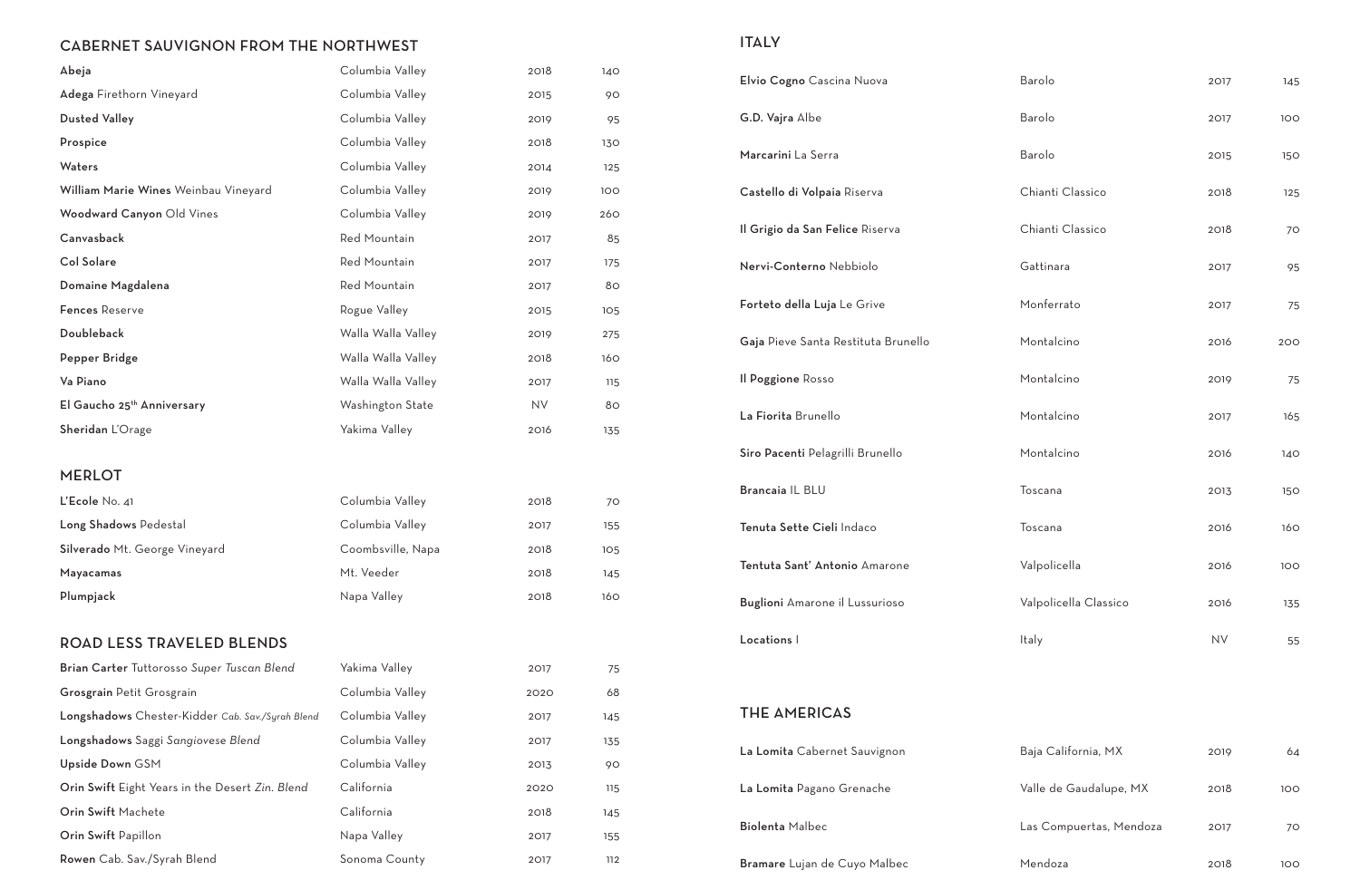## CABERNET SAUVIGNON FROM THE NORTHWEST

| | | | |
|---|---|---|---|
| **Abeja** | Columbia Valley | 2018 | 140 |
| **Adega** Firethorn Vineyard | Columbia Valley | 2015 | 90 |
| **Dusted Valley** | Columbia Valley | 2019 | 95 |
| **Prospice** | Columbia Valley | 2018 | 130 |
| **Waters** | Columbia Valley | 2014 | 125 |
| **William Marie Wines** Weinbau Vineyard | Columbia Valley | 2019 | 100 |
| **Woodward Canyon** Old Vines | Columbia Valley | 2019 | 260 |
| **Canvasback** | Red Mountain | 2017 | 85 |
| **Col Solare** | Red Mountain | 2017 | 175 |
| **Domaine Magdalena** | Red Mountain | 2017 | 80 |
| **Fences** Reserve | Rogue Valley | 2015 | 105 |
| **Doubleback** | Walla Walla Valley | 2019 | 275 |
| **Pepper Bridge** | Walla Walla Valley | 2018 | 160 |
| **Va Piano** | Walla Walla Valley | 2017 | 115 |
| **El Gaucho 25th Anniversary** | Washington State | NV | 80 |
| **Sheridan** L'Orage | Yakima Valley | 2016 | 135 |

## MERLOT

| | | | |
|---|---|---|---|
| **L'Ecole** No. 41 | Columbia Valley | 2018 | 70 |
| **Long Shadows** Pedestal | Columbia Valley | 2017 | 155 |
| **Silverado** Mt. George Vineyard | Coombsville, Napa | 2018 | 105 |
| **Mayacamas** | Mt. Veeder | 2018 | 145 |
| **Plumpjack** | Napa Valley | 2018 | 160 |

## ROAD LESS TRAVELED BLENDS

| | | | |
|---|---|---|---|
| **Brian Carter** Tuttorosso *Super Tuscan Blend* | Yakima Valley | 2017 | 75 |
| **Grosgrain** Petit Grosgrain | Columbia Valley | 2020 | 68 |
| **Longshadows** Chester-Kidder *Cab. Sav./Syrah Blend* | Columbia Valley | 2017 | 145 |
| **Longshadows** Saggi *Sangiovese Blend* | Columbia Valley | 2017 | 135 |
| **Upside Down** GSM | Columbia Valley | 2013 | 90 |
| **Orin Swift** Eight Years in the Desert *Zin. Blend* | California | 2020 | 115 |
| **Orin Swift** Machete | California | 2018 | 145 |
| **Orin Swift** Papillon | Napa Valley | 2017 | 155 |
| **Rowen** Cab. Sav./Syrah Blend | Sonoma County | 2017 | 112 |

## ITALY

| | | | |
|---|---|---|---|
| **Elvio Cogno** Cascina Nuova | Barolo | 2017 | 145 |
| **G.D. Vajra** Albe | Barolo | 2017 | 100 |
| **Marcarini** La Serra | Barolo | 2015 | 150 |
| **Castello di Volpaia** Riserva | Chianti Classico | 2018 | 125 |
| **Il Grigio da San Felice** Riserva | Chianti Classico | 2018 | 70 |
| **Nervi-Conterno** Nebbiolo | Gattinara | 2017 | 95 |
| **Forteto della Luja** Le Grive | Monferrato | 2017 | 75 |
| **Gaja** Pieve Santa Restituta Brunello | Montalcino | 2016 | 200 |
| **Il Poggione** Rosso | Montalcino | 2019 | 75 |
| **La Fiorita** Brunello | Montalcino | 2017 | 165 |
| **Siro Pacenti** Pelagrilli Brunello | Montalcino | 2016 | 140 |
| **Brancaia** IL BLU | Toscana | 2013 | 150 |
| **Tenuta Sette Cieli** Indaco | Toscana | 2016 | 160 |
| **Tentuta Sant' Antonio** Amarone | Valpolicella | 2016 | 100 |
| **Buglioni** Amarone il Lussurioso | Valpolicella Classico | 2016 | 135 |
| **Locations** I | Italy | NV | 55 |

## THE AMERICAS

| | | | |
|---|---|---|---|
| **La Lomita** Cabernet Sauvignon | Baja California, MX | 2019 | 64 |
| **La Lomita** Pagano Grenache | Valle de Gaudalupe, MX | 2018 | 100 |
| **Biolenta** Malbec | Las Compuertas, Mendoza | 2017 | 70 |
| **Bramare** Lujan de Cuyo Malbec | Mendoza | 2018 | 100 |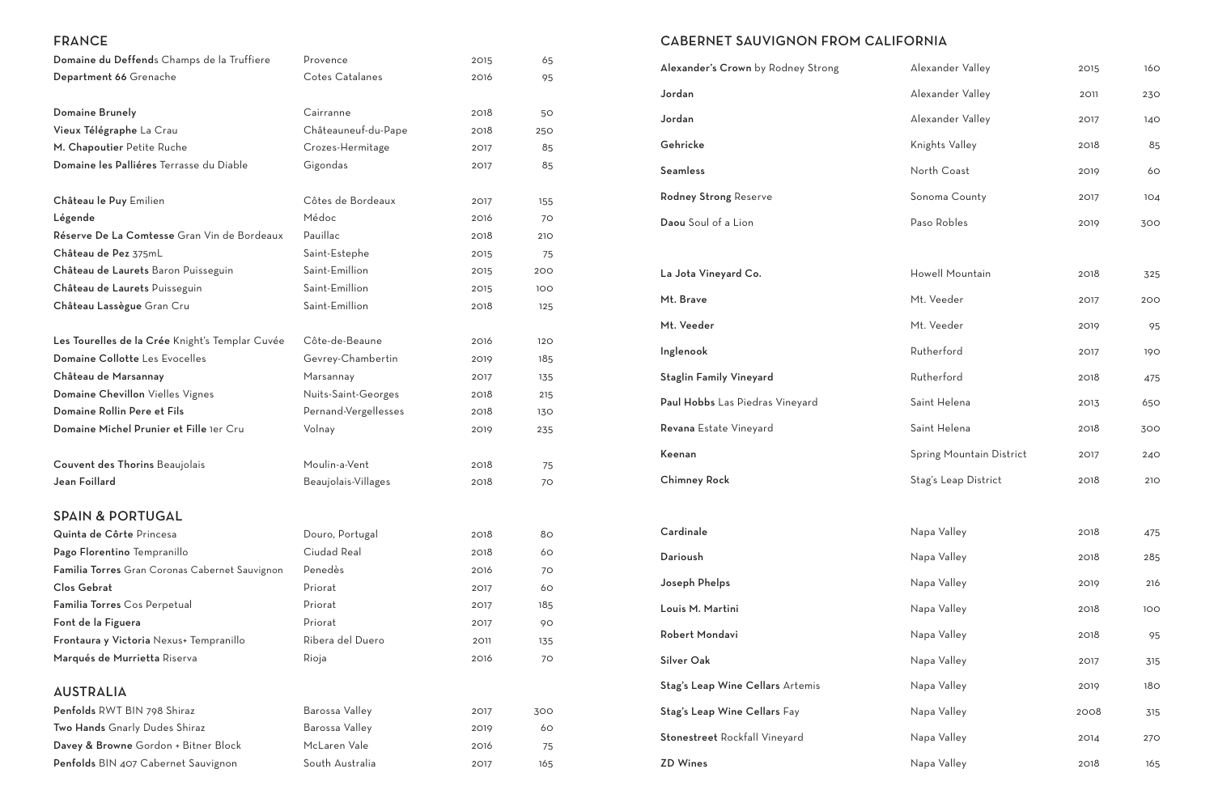## FRANCE

| Wine | Region | Vintage | Price |
|---|---|---|---|
| **Domaine du Deffend**s Champs de la Truffiere | Provence | 2015 | 65 |
| **Department 66** Grenache | Cotes Catalanes | 2016 | 95 |
| | | | |
| **Domaine Brunely** | Cairranne | 2018 | 50 |
| **Vieux Télégraphe** La Crau | Châteauneuf-du-Pape | 2018 | 250 |
| **M. Chapoutier** Petite Ruche | Crozes-Hermitage | 2017 | 85 |
| **Domaine les Palliéres** Terrasse du Diable | Gigondas | 2017 | 85 |
| | | | |
| **Château le Puy** Emilien | Côtes de Bordeaux | 2017 | 155 |
| **Légende** | Médoc | 2016 | 70 |
| **Réserve De La Comtesse** Gran Vin de Bordeaux | Pauillac | 2018 | 210 |
| **Château de Pez** 375mL | Saint-Estephe | 2015 | 75 |
| **Château de Laurets** Baron Puisseguin | Saint-Emillion | 2015 | 200 |
| **Château de Laurets** Puisseguin | Saint-Emillion | 2015 | 100 |
| **Château Lassègue** Gran Cru | Saint-Emillion | 2018 | 125 |
| | | | |
| **Les Tourelles de la Crée** Knight's Templar Cuvée | Côte-de-Beaune | 2016 | 120 |
| **Domaine Collotte** Les Evocelles | Gevrey-Chambertin | 2019 | 185 |
| **Château de Marsannay** | Marsannay | 2017 | 135 |
| **Domaine Chevillon** Vielles Vignes | Nuits-Saint-Georges | 2018 | 215 |
| **Domaine Rollin Pere et Fils** | Pernand-Vergellesses | 2018 | 130 |
| **Domaine Michel Prunier et Fille** 1er Cru | Volnay | 2019 | 235 |
| | | | |
| **Couvent des Thorins** Beaujolais | Moulin-a-Vent | 2018 | 75 |
| **Jean Foillard** | Beaujolais-Villages | 2018 | 70 |

## SPAIN & PORTUGAL

| Wine | Region | Vintage | Price |
|---|---|---|---|
| **Quinta de Côrte** Princesa | Douro, Portugal | 2018 | 80 |
| **Pago Florentino** Tempranillo | Ciudad Real | 2018 | 60 |
| **Familia Torres** Gran Coronas Cabernet Sauvignon | Penedès | 2016 | 70 |
| **Clos Gebrat** | Priorat | 2017 | 60 |
| **Familia Torres** Cos Perpetual | Priorat | 2017 | 185 |
| **Font de la Figuera** | Priorat | 2017 | 90 |
| **Frontaura y Victoria** Nexus+ Tempranillo | Ribera del Duero | 2011 | 135 |
| **Marqués de Murrietta** Riserva | Rioja | 2016 | 70 |

## AUSTRALIA

| Wine | Region | Vintage | Price |
|---|---|---|---|
| **Penfolds** RWT BIN 798 Shiraz | Barossa Valley | 2017 | 300 |
| **Two Hands** Gnarly Dudes Shiraz | Barossa Valley | 2019 | 60 |
| **Davey & Browne** Gordon + Bitner Block | McLaren Vale | 2016 | 75 |
| **Penfolds** BIN 407 Cabernet Sauvignon | South Australia | 2017 | 165 |

## CABERNET SAUVIGNON FROM CALIFORNIA

| Wine | Region | Vintage | Price |
|---|---|---|---|
| **Alexander's Crown** by Rodney Strong | Alexander Valley | 2015 | 160 |
| **Jordan** | Alexander Valley | 2011 | 230 |
| **Jordan** | Alexander Valley | 2017 | 140 |
| **Gehricke** | Knights Valley | 2018 | 85 |
| **Seamless** | North Coast | 2019 | 60 |
| **Rodney Strong** Reserve | Sonoma County | 2017 | 104 |
| **Daou** Soul of a Lion | Paso Robles | 2019 | 300 |
| | | | |
| **La Jota Vineyard Co.** | Howell Mountain | 2018 | 325 |
| **Mt. Brave** | Mt. Veeder | 2017 | 200 |
| **Mt. Veeder** | Mt. Veeder | 2019 | 95 |
| **Inglenook** | Rutherford | 2017 | 190 |
| **Staglin Family Vineyard** | Rutherford | 2018 | 475 |
| **Paul Hobbs** Las Piedras Vineyard | Saint Helena | 2013 | 650 |
| **Revana** Estate Vineyard | Saint Helena | 2018 | 300 |
| **Keenan** | Spring Mountain District | 2017 | 240 |
| **Chimney Rock** | Stag's Leap District | 2018 | 210 |
| | | | |
| **Cardinale** | Napa Valley | 2018 | 475 |
| **Darioush** | Napa Valley | 2018 | 285 |
| **Joseph Phelps** | Napa Valley | 2019 | 216 |
| **Louis M. Martini** | Napa Valley | 2018 | 100 |
| **Robert Mondavi** | Napa Valley | 2018 | 95 |
| **Silver Oak** | Napa Valley | 2017 | 315 |
| **Stag's Leap Wine Cellars** Artemis | Napa Valley | 2019 | 180 |
| **Stag's Leap Wine Cellars** Fay | Napa Valley | 2008 | 315 |
| **Stonestreet** Rockfall Vineyard | Napa Valley | 2014 | 270 |
| **ZD Wines** | Napa Valley | 2018 | 165 |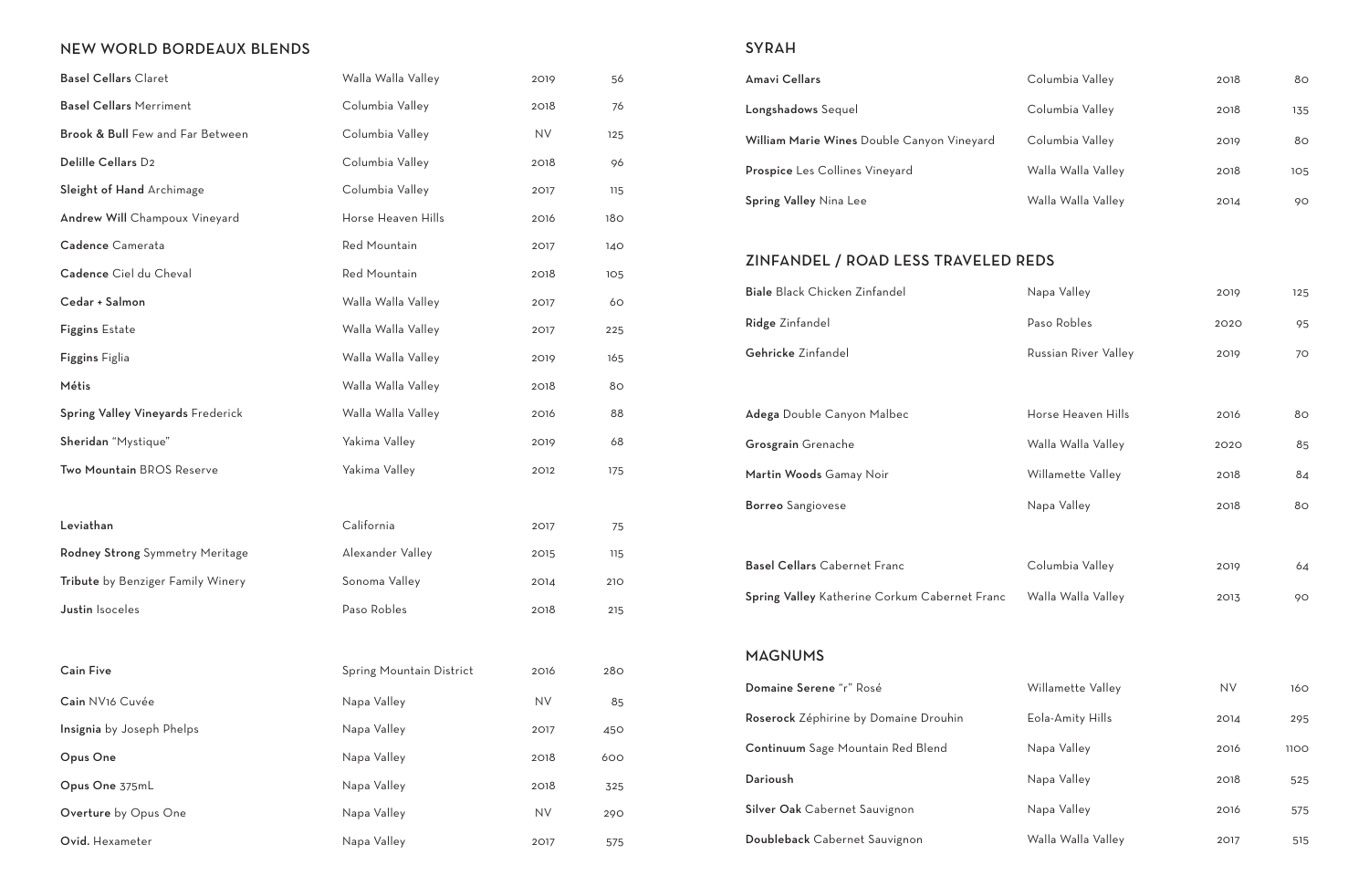## NEW WORLD BORDEAUX BLENDS

| | | | |
|---|---|---|---|
| **Basel Cellars** Claret | Walla Walla Valley | 2019 | 56 |
| **Basel Cellars** Merriment | Columbia Valley | 2018 | 76 |
| **Brook & Bull** Few and Far Between | Columbia Valley | NV | 125 |
| **Delille Cellars** D2 | Columbia Valley | 2018 | 96 |
| **Sleight of Hand** Archimage | Columbia Valley | 2017 | 115 |
| **Andrew Will** Champoux Vineyard | Horse Heaven Hills | 2016 | 180 |
| **Cadence** Camerata | Red Mountain | 2017 | 140 |
| **Cadence** Ciel du Cheval | Red Mountain | 2018 | 105 |
| **Cedar + Salmon** | Walla Walla Valley | 2017 | 60 |
| **Figgins** Estate | Walla Walla Valley | 2017 | 225 |
| **Figgins** Figlia | Walla Walla Valley | 2019 | 165 |
| **Métis** | Walla Walla Valley | 2018 | 80 |
| **Spring Valley Vineyards** Frederick | Walla Walla Valley | 2016 | 88 |
| **Sheridan** "Mystique" | Yakima Valley | 2019 | 68 |
| **Two Mountain** BROS Reserve | Yakima Valley | 2012 | 175 |
| **Leviathan** | California | 2017 | 75 |
| **Rodney Strong** Symmetry Meritage | Alexander Valley | 2015 | 115 |
| **Tribute** by Benziger Family Winery | Sonoma Valley | 2014 | 210 |
| **Justin** Isoceles | Paso Robles | 2018 | 215 |
| **Cain Five** | Spring Mountain District | 2016 | 280 |
| **Cain** NV16 Cuvée | Napa Valley | NV | 85 |
| **Insignia** by Joseph Phelps | Napa Valley | 2017 | 450 |
| **Opus One** | Napa Valley | 2018 | 600 |
| **Opus One** 375mL | Napa Valley | 2018 | 325 |
| **Overture** by Opus One | Napa Valley | NV | 290 |
| **Ovid.** Hexameter | Napa Valley | 2017 | 575 |

## SYRAH

| | | | |
|---|---|---|---|
| **Amavi Cellars** | Columbia Valley | 2018 | 80 |
| **Longshadows** Sequel | Columbia Valley | 2018 | 135 |
| **William Marie Wines** Double Canyon Vineyard | Columbia Valley | 2019 | 80 |
| **Prospice** Les Collines Vineyard | Walla Walla Valley | 2018 | 105 |
| **Spring Valley** Nina Lee | Walla Walla Valley | 2014 | 90 |

## ZINFANDEL / ROAD LESS TRAVELED REDS

| | | | |
|---|---|---|---|
| **Biale** Black Chicken Zinfandel | Napa Valley | 2019 | 125 |
| **Ridge** Zinfandel | Paso Robles | 2020 | 95 |
| **Gehricke** Zinfandel | Russian River Valley | 2019 | 70 |
| **Adega** Double Canyon Malbec | Horse Heaven Hills | 2016 | 80 |
| **Grosgrain** Grenache | Walla Walla Valley | 2020 | 85 |
| **Martin Woods** Gamay Noir | Willamette Valley | 2018 | 84 |
| **Borreo** Sangiovese | Napa Valley | 2018 | 80 |
| **Basel Cellars** Cabernet Franc | Columbia Valley | 2019 | 64 |
| **Spring Valley** Katherine Corkum Cabernet Franc | Walla Walla Valley | 2013 | 90 |

## MAGNUMS

| | | | |
|---|---|---|---|
| **Domaine Serene** "r" Rosé | Willamette Valley | NV | 160 |
| **Roserock** Zéphirine by Domaine Drouhin | Eola-Amity Hills | 2014 | 295 |
| **Continuum** Sage Mountain Red Blend | Napa Valley | 2016 | 1100 |
| **Darioush** | Napa Valley | 2018 | 525 |
| **Silver Oak** Cabernet Sauvignon | Napa Valley | 2016 | 575 |
| **Doubleback** Cabernet Sauvignon | Walla Walla Valley | 2017 | 515 |